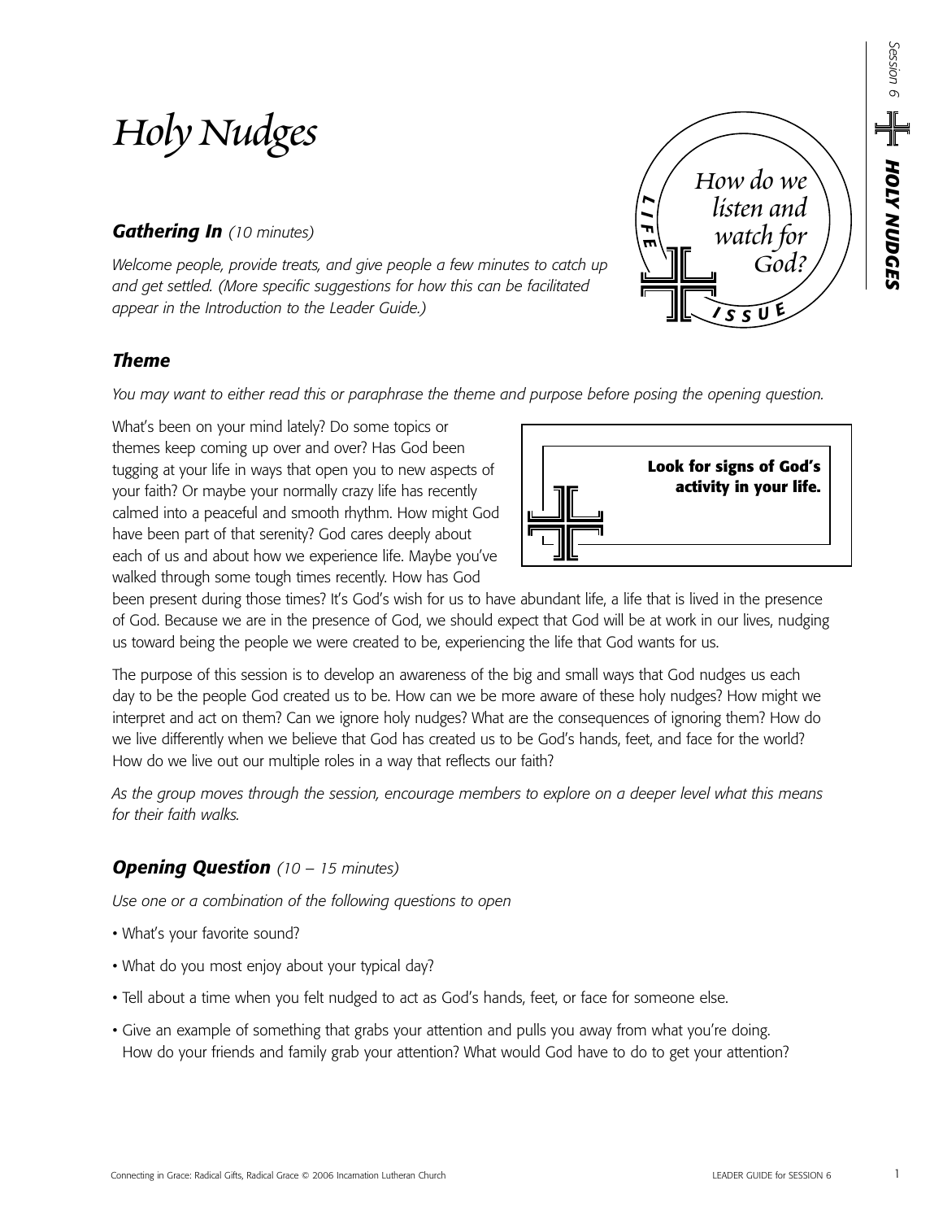# Holy Nudges

*How do we listen and watch for God?*

LIFE ISSUE

### *Gathering In* *(10 minutes)*

*Welcome people, provide treats, and give people a few minutes to catch up and get settled. (More specific suggestions for how this can be facilitated appear in the Introduction to the Leader Guide.)*

### *Theme*

*You may want to either read this or paraphrase the theme and purpose before posing the opening question.*

**Look for signs of God's activity in your life.**

What's been on your mind lately? Do some topics or themes keep coming up over and over? Has God been tugging at your life in ways that open you to new aspects of your faith? Or maybe your normally crazy life has recently calmed into a peaceful and smooth rhythm. How might God have been part of that serenity? God cares deeply about each of us and about how we experience life. Maybe you've walked through some tough times recently. How has God been present during those times? It's God's wish for us to have abundant life, a life that is lived in the presence of God. Because we are in the presence of God, we should expect that God will be at work in our lives, nudging us toward being the people we were created to be, experiencing the life that God wants for us.

The purpose of this session is to develop an awareness of the big and small ways that God nudges us each day to be the people God created us to be. How can we be more aware of these holy nudges? How might we interpret and act on them? Can we ignore holy nudges? What are the consequences of ignoring them? How do we live differently when we believe that God has created us to be God's hands, feet, and face for the world? How do we live out our multiple roles in a way that reflects our faith?

*As the group moves through the session, encourage members to explore on a deeper level what this means for their faith walks.*

### *Opening Question* *(10 – 15 minutes)*

*Use one or a combination of the following questions to open*

- What's your favorite sound?
- What do you most enjoy about your typical day?
- Tell about a time when you felt nudged to act as God's hands, feet, or face for someone else.
- Give an example of something that grabs your attention and pulls you away from what you're doing. How do your friends and family grab your attention? What would God have to do to get your attention?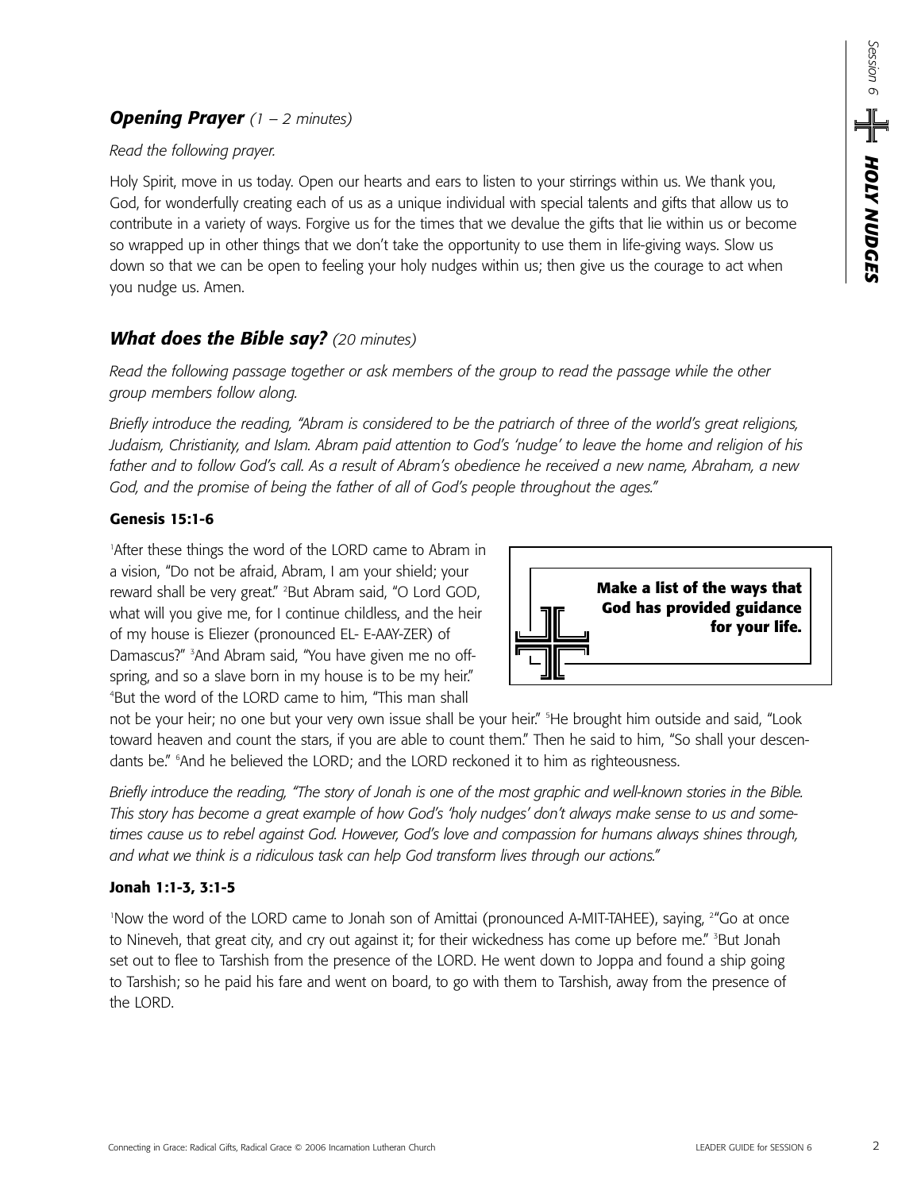### ***Opening Prayer*** *(1 – 2 minutes)*

*Read the following prayer.*

Holy Spirit, move in us today. Open our hearts and ears to listen to your stirrings within us. We thank you, God, for wonderfully creating each of us as a unique individual with special talents and gifts that allow us to contribute in a variety of ways. Forgive us for the times that we devalue the gifts that lie within us or become so wrapped up in other things that we don't take the opportunity to use them in life-giving ways. Slow us down so that we can be open to feeling your holy nudges within us; then give us the courage to act when you nudge us. Amen.

### ***What does the Bible say?*** *(20 minutes)*

*Read the following passage together or ask members of the group to read the passage while the other group members follow along.*

*Briefly introduce the reading, "Abram is considered to be the patriarch of three of the world's great religions, Judaism, Christianity, and Islam. Abram paid attention to God's 'nudge' to leave the home and religion of his father and to follow God's call. As a result of Abram's obedience he received a new name, Abraham, a new God, and the promise of being the father of all of God's people throughout the ages."*

**Genesis 15:1-6**

[1]After these things the word of the LORD came to Abram in a vision, "Do not be afraid, Abram, I am your shield; your reward shall be very great." [2]But Abram said, "O Lord GOD, what will you give me, for I continue childless, and the heir of my house is Eliezer (pronounced EL- E-AAY-ZER) of Damascus?" [3]And Abram said, "You have given me no offspring, and so a slave born in my house is to be my heir." [4]But the word of the LORD came to him, "This man shall not be your heir; no one but your very own issue shall be your heir." [5]He brought him outside and said, "Look toward heaven and count the stars, if you are able to count them." Then he said to him, "So shall your descendants be." [6]And he believed the LORD; and the LORD reckoned it to him as righteousness.

**Make a list of the ways that God has provided guidance for your life.**

*Briefly introduce the reading, "The story of Jonah is one of the most graphic and well-known stories in the Bible. This story has become a great example of how God's 'holy nudges' don't always make sense to us and sometimes cause us to rebel against God. However, God's love and compassion for humans always shines through, and what we think is a ridiculous task can help God transform lives through our actions."*

**Jonah 1:1-3, 3:1-5**

[1]Now the word of the LORD came to Jonah son of Amittai (pronounced A-MIT-TAHEE), saying, [2]"Go at once to Nineveh, that great city, and cry out against it; for their wickedness has come up before me." [3]But Jonah set out to flee to Tarshish from the presence of the LORD. He went down to Joppa and found a ship going to Tarshish; so he paid his fare and went on board, to go with them to Tarshish, away from the presence of the LORD.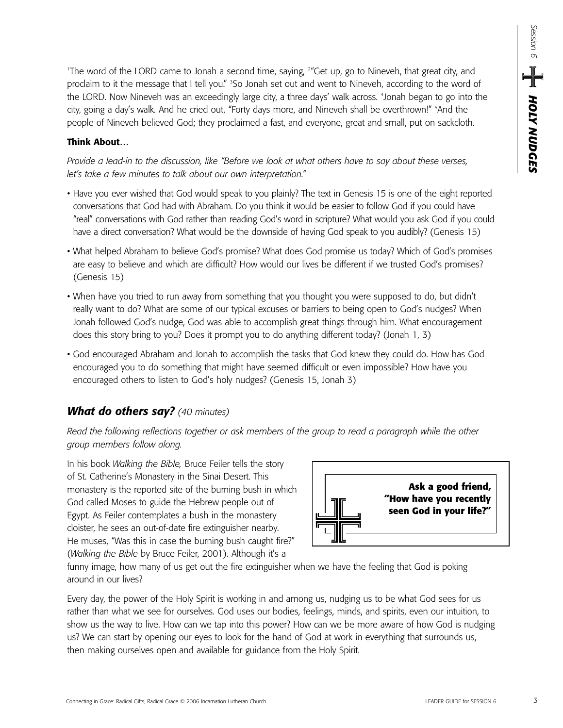[1]The word of the LORD came to Jonah a second time, saying, [2]"Get up, go to Nineveh, that great city, and proclaim to it the message that I tell you." [3]So Jonah set out and went to Nineveh, according to the word of the LORD. Now Nineveh was an exceedingly large city, a three days' walk across. [4]Jonah began to go into the city, going a day's walk. And he cried out, "Forty days more, and Nineveh shall be overthrown!" [5]And the people of Nineveh believed God; they proclaimed a fast, and everyone, great and small, put on sackcloth.

**Think About**…

*Provide a lead-in to the discussion, like "Before we look at what others have to say about these verses, let's take a few minutes to talk about our own interpretation."*

- Have you ever wished that God would speak to you plainly? The text in Genesis 15 is one of the eight reported conversations that God had with Abraham. Do you think it would be easier to follow God if you could have "real" conversations with God rather than reading God's word in scripture? What would you ask God if you could have a direct conversation? What would be the downside of having God speak to you audibly? (Genesis 15)
- What helped Abraham to believe God's promise? What does God promise us today? Which of God's promises are easy to believe and which are difficult? How would our lives be different if we trusted God's promises? (Genesis 15)
- When have you tried to run away from something that you thought you were supposed to do, but didn't really want to do? What are some of our typical excuses or barriers to being open to God's nudges? When Jonah followed God's nudge, God was able to accomplish great things through him. What encouragement does this story bring to you? Does it prompt you to do anything different today? (Jonah 1, 3)
- God encouraged Abraham and Jonah to accomplish the tasks that God knew they could do. How has God encouraged you to do something that might have seemed difficult or even impossible? How have you encouraged others to listen to God's holy nudges? (Genesis 15, Jonah 3)

## *What do others say?* *(40 minutes)*

*Read the following reflections together or ask members of the group to read a paragraph while the other group members follow along.*

In his book *Walking the Bible,* Bruce Feiler tells the story of St. Catherine's Monastery in the Sinai Desert. This monastery is the reported site of the burning bush in which God called Moses to guide the Hebrew people out of Egypt. As Feiler contemplates a bush in the monastery cloister, he sees an out-of-date fire extinguisher nearby. He muses, "Was this in case the burning bush caught fire?" (*Walking the Bible* by Bruce Feiler, 2001). Although it's a funny image, how many of us get out the fire extinguisher when we have the feeling that God is poking around in our lives?

**Ask a good friend, "How have you recently seen God in your life?"**

Every day, the power of the Holy Spirit is working in and among us, nudging us to be what God sees for us rather than what we see for ourselves. God uses our bodies, feelings, minds, and spirits, even our intuition, to show us the way to live. How can we tap into this power? How can we be more aware of how God is nudging us? We can start by opening our eyes to look for the hand of God at work in everything that surrounds us, then making ourselves open and available for guidance from the Holy Spirit.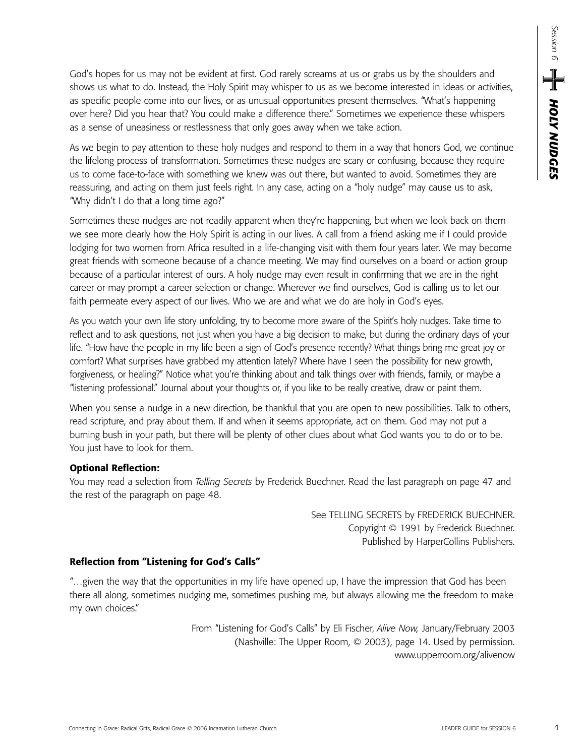God's hopes for us may not be evident at first. God rarely screams at us or grabs us by the shoulders and shows us what to do. Instead, the Holy Spirit may whisper to us as we become interested in ideas or activities, as specific people come into our lives, or as unusual opportunities present themselves. "What's happening over here? Did you hear that? You could make a difference there." Sometimes we experience these whispers as a sense of uneasiness or restlessness that only goes away when we take action.

As we begin to pay attention to these holy nudges and respond to them in a way that honors God, we continue the lifelong process of transformation. Sometimes these nudges are scary or confusing, because they require us to come face-to-face with something we knew was out there, but wanted to avoid. Sometimes they are reassuring, and acting on them just feels right. In any case, acting on a "holy nudge" may cause us to ask, "Why didn't I do that a long time ago?"

Sometimes these nudges are not readily apparent when they're happening, but when we look back on them we see more clearly how the Holy Spirit is acting in our lives. A call from a friend asking me if I could provide lodging for two women from Africa resulted in a life-changing visit with them four years later. We may become great friends with someone because of a chance meeting. We may find ourselves on a board or action group because of a particular interest of ours. A holy nudge may even result in confirming that we are in the right career or may prompt a career selection or change. Wherever we find ourselves, God is calling us to let our faith permeate every aspect of our lives. Who we are and what we do are holy in God's eyes.

As you watch your own life story unfolding, try to become more aware of the Spirit's holy nudges. Take time to reflect and to ask questions, not just when you have a big decision to make, but during the ordinary days of your life. "How have the people in my life been a sign of God's presence recently? What things bring me great joy or comfort? What surprises have grabbed my attention lately? Where have I seen the possibility for new growth, forgiveness, or healing?" Notice what you're thinking about and talk things over with friends, family, or maybe a "listening professional." Journal about your thoughts or, if you like to be really creative, draw or paint them.

When you sense a nudge in a new direction, be thankful that you are open to new possibilities. Talk to others, read scripture, and pray about them. If and when it seems appropriate, act on them. God may not put a burning bush in your path, but there will be plenty of other clues about what God wants you to do or to be. You just have to look for them.

**Optional Reflection:**

You may read a selection from *Telling Secrets* by Frederick Buechner. Read the last paragraph on page 47 and the rest of the paragraph on page 48.

See TELLING SECRETS by FREDERICK BUECHNER.
Copyright © 1991 by Frederick Buechner.
Published by HarperCollins Publishers.

**Reflection from "Listening for God's Calls"**

"…given the way that the opportunities in my life have opened up, I have the impression that God has been there all along, sometimes nudging me, sometimes pushing me, but always allowing me the freedom to make my own choices."

From "Listening for God's Calls" by Eli Fischer, *Alive Now,* January/February 2003
(Nashville: The Upper Room, © 2003), page 14. Used by permission.
www.upperroom.org/alivenow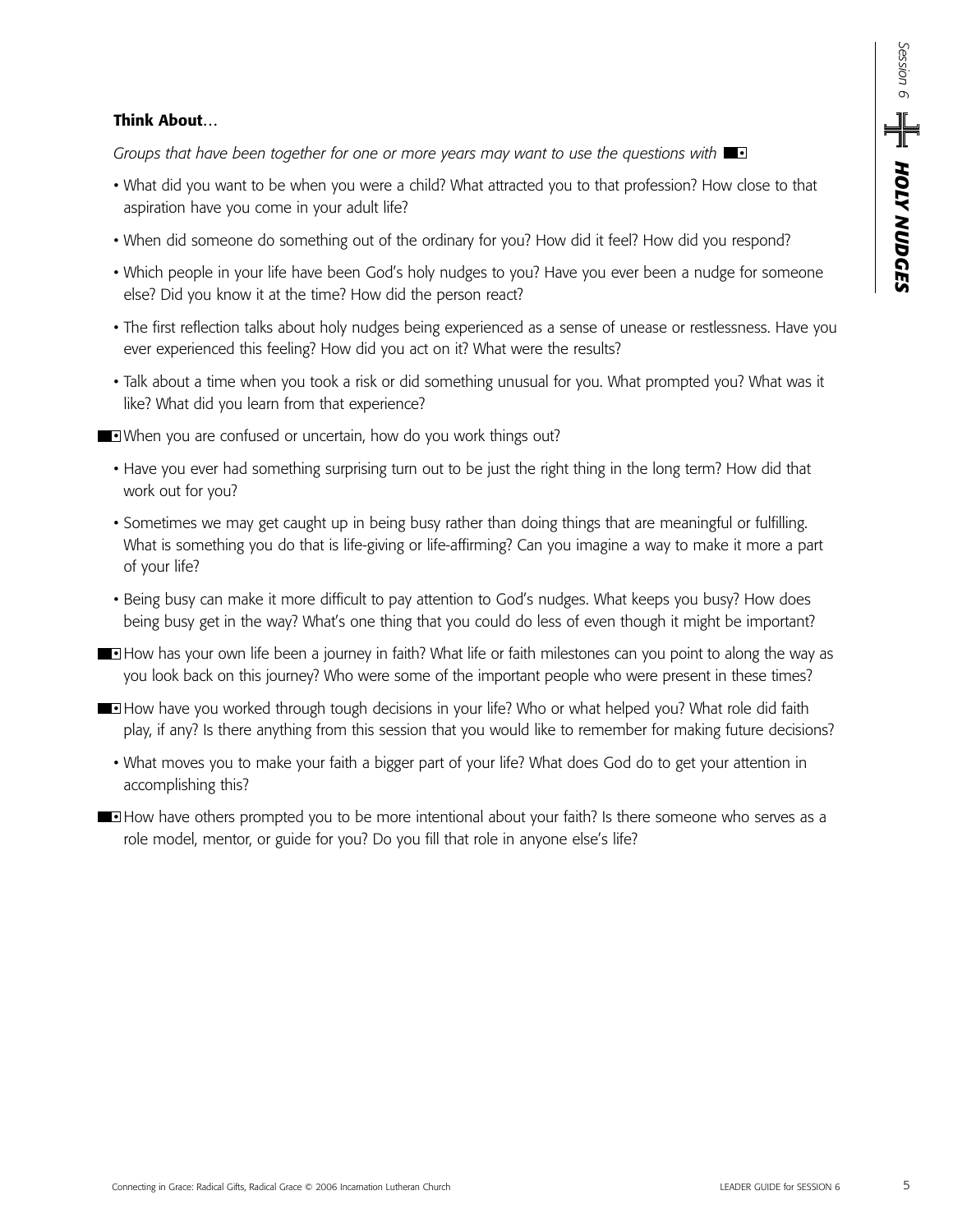**Think About**…

*Groups that have been together for one or more years may want to use the questions with* ■▣

- What did you want to be when you were a child? What attracted you to that profession? How close to that aspiration have you come in your adult life?
- When did someone do something out of the ordinary for you? How did it feel? How did you respond?
- Which people in your life have been God's holy nudges to you? Have you ever been a nudge for someone else? Did you know it at the time? How did the person react?
- The first reflection talks about holy nudges being experienced as a sense of unease or restlessness. Have you ever experienced this feeling? How did you act on it? What were the results?
- Talk about a time when you took a risk or did something unusual for you. What prompted you? What was it like? What did you learn from that experience?

■▣ When you are confused or uncertain, how do you work things out?

- Have you ever had something surprising turn out to be just the right thing in the long term? How did that work out for you?
- Sometimes we may get caught up in being busy rather than doing things that are meaningful or fulfilling. What is something you do that is life-giving or life-affirming? Can you imagine a way to make it more a part of your life?
- Being busy can make it more difficult to pay attention to God's nudges. What keeps you busy? How does being busy get in the way? What's one thing that you could do less of even though it might be important?

■▣ How has your own life been a journey in faith? What life or faith milestones can you point to along the way as you look back on this journey? Who were some of the important people who were present in these times?

■▣ How have you worked through tough decisions in your life? Who or what helped you? What role did faith play, if any? Is there anything from this session that you would like to remember for making future decisions?

- What moves you to make your faith a bigger part of your life? What does God do to get your attention in accomplishing this?

■▣ How have others prompted you to be more intentional about your faith? Is there someone who serves as a role model, mentor, or guide for you? Do you fill that role in anyone else's life?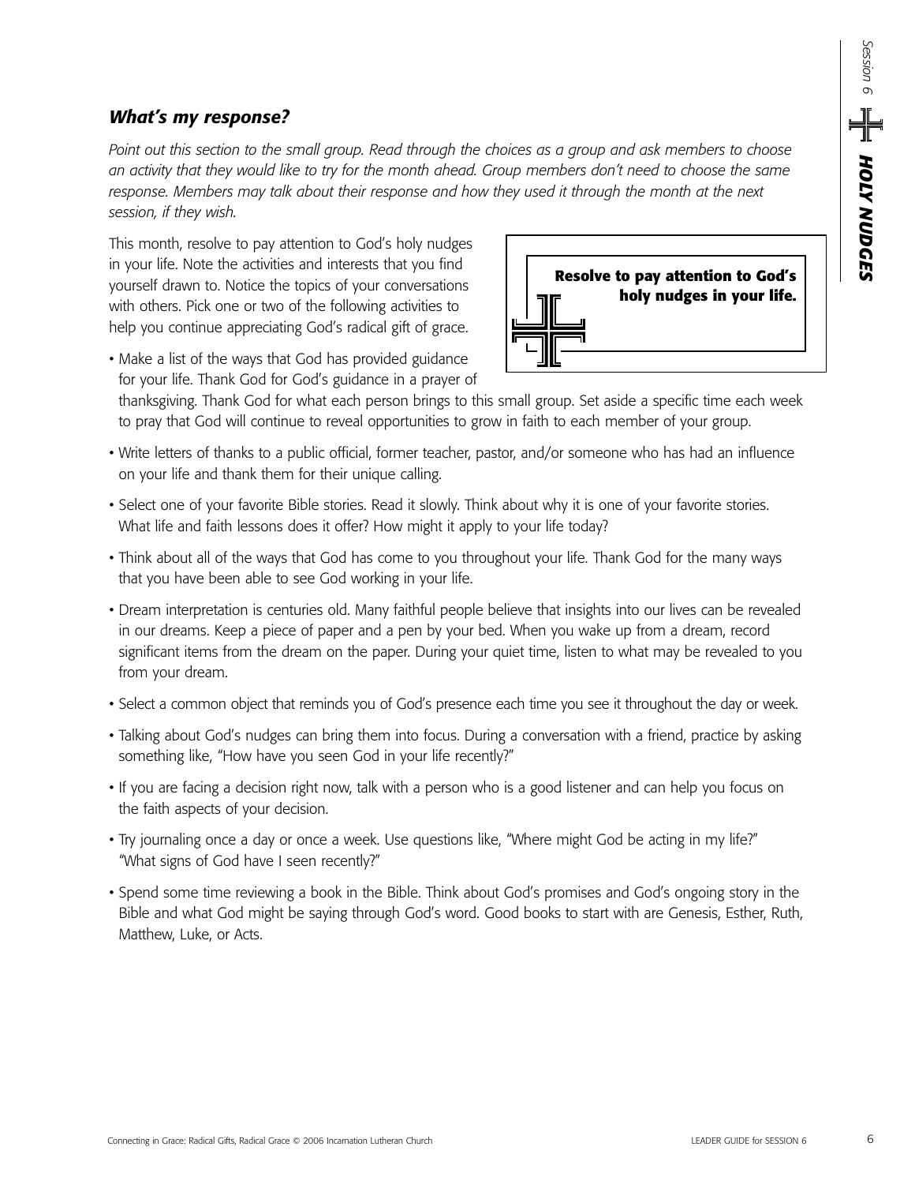## *What's my response?*

*Point out this section to the small group. Read through the choices as a group and ask members to choose an activity that they would like to try for the month ahead. Group members don't need to choose the same response. Members may talk about their response and how they used it through the month at the next session, if they wish.*

This month, resolve to pay attention to God's holy nudges in your life. Note the activities and interests that you find yourself drawn to. Notice the topics of your conversations with others. Pick one or two of the following activities to help you continue appreciating God's radical gift of grace.

**Resolve to pay attention to God's holy nudges in your life.**

- Make a list of the ways that God has provided guidance for your life. Thank God for God's guidance in a prayer of thanksgiving. Thank God for what each person brings to this small group. Set aside a specific time each week to pray that God will continue to reveal opportunities to grow in faith to each member of your group.
- Write letters of thanks to a public official, former teacher, pastor, and/or someone who has had an influence on your life and thank them for their unique calling.
- Select one of your favorite Bible stories. Read it slowly. Think about why it is one of your favorite stories. What life and faith lessons does it offer? How might it apply to your life today?
- Think about all of the ways that God has come to you throughout your life. Thank God for the many ways that you have been able to see God working in your life.
- Dream interpretation is centuries old. Many faithful people believe that insights into our lives can be revealed in our dreams. Keep a piece of paper and a pen by your bed. When you wake up from a dream, record significant items from the dream on the paper. During your quiet time, listen to what may be revealed to you from your dream.
- Select a common object that reminds you of God's presence each time you see it throughout the day or week.
- Talking about God's nudges can bring them into focus. During a conversation with a friend, practice by asking something like, "How have you seen God in your life recently?"
- If you are facing a decision right now, talk with a person who is a good listener and can help you focus on the faith aspects of your decision.
- Try journaling once a day or once a week. Use questions like, "Where might God be acting in my life?" "What signs of God have I seen recently?"
- Spend some time reviewing a book in the Bible. Think about God's promises and God's ongoing story in the Bible and what God might be saying through God's word. Good books to start with are Genesis, Esther, Ruth, Matthew, Luke, or Acts.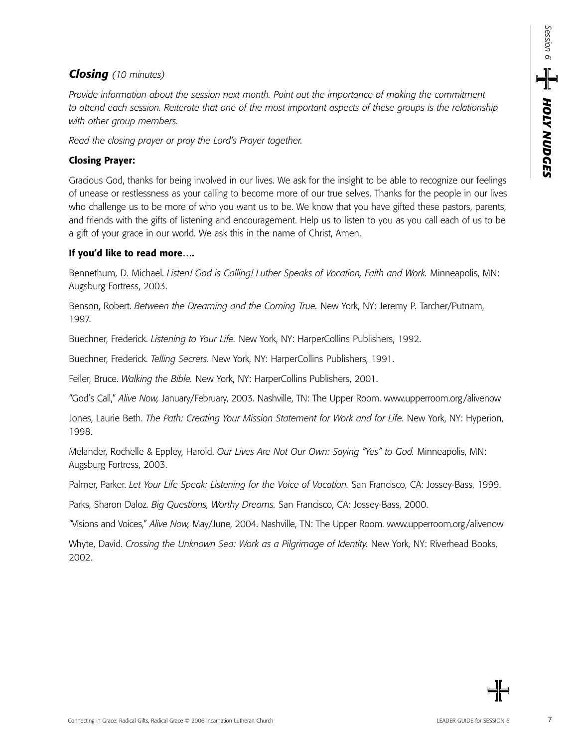## ***Closing*** *(10 minutes)*

*Provide information about the session next month. Point out the importance of making the commitment to attend each session. Reiterate that one of the most important aspects of these groups is the relationship with other group members.*

*Read the closing prayer or pray the Lord's Prayer together.*

**Closing Prayer:**

Gracious God, thanks for being involved in our lives. We ask for the insight to be able to recognize our feelings of unease or restlessness as your calling to become more of our true selves. Thanks for the people in our lives who challenge us to be more of who you want us to be. We know that you have gifted these pastors, parents, and friends with the gifts of listening and encouragement. Help us to listen to you as you call each of us to be a gift of your grace in our world. We ask this in the name of Christ, Amen.

**If you'd like to read more….**

Bennethum, D. Michael. *Listen! God is Calling! Luther Speaks of Vocation, Faith and Work.* Minneapolis, MN: Augsburg Fortress, 2003.

Benson, Robert. *Between the Dreaming and the Coming True.* New York, NY: Jeremy P. Tarcher/Putnam, 1997.

Buechner, Frederick. *Listening to Your Life.* New York, NY: HarperCollins Publishers, 1992.

Buechner, Frederick. *Telling Secrets.* New York, NY: HarperCollins Publishers, 1991.

Feiler, Bruce. *Walking the Bible.* New York, NY: HarperCollins Publishers, 2001.

"God's Call," *Alive Now,* January/February, 2003. Nashville, TN: The Upper Room. www.upperroom.org/alivenow

Jones, Laurie Beth. *The Path: Creating Your Mission Statement for Work and for Life.* New York, NY: Hyperion, 1998.

Melander, Rochelle & Eppley, Harold. *Our Lives Are Not Our Own: Saying "Yes" to God.* Minneapolis, MN: Augsburg Fortress, 2003.

Palmer, Parker. *Let Your Life Speak: Listening for the Voice of Vocation.* San Francisco, CA: Jossey-Bass, 1999.

Parks, Sharon Daloz. *Big Questions, Worthy Dreams.* San Francisco, CA: Jossey-Bass, 2000.

"Visions and Voices," *Alive Now,* May/June, 2004. Nashville, TN: The Upper Room. www.upperroom.org/alivenow

Whyte, David. *Crossing the Unknown Sea: Work as a Pilgrimage of Identity.* New York, NY: Riverhead Books, 2002.